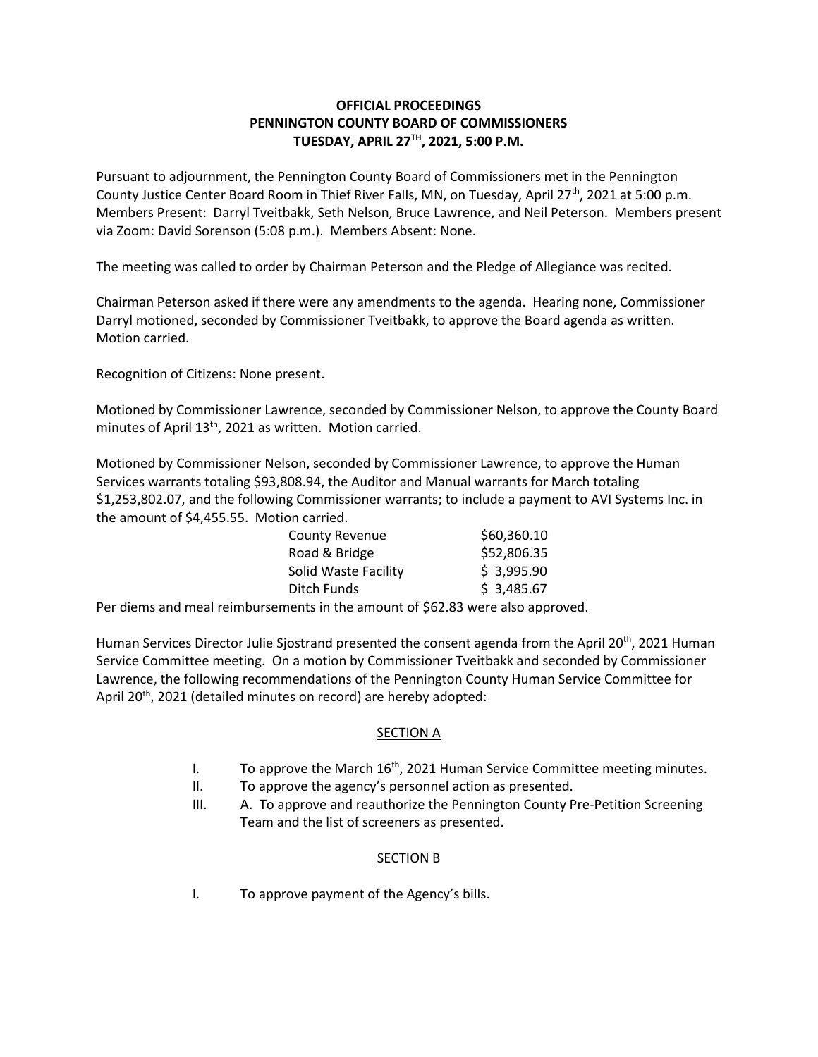**OFFICIAL PROCEEDINGS**
**PENNINGTON COUNTY BOARD OF COMMISSIONERS**
**TUESDAY, APRIL 27TH, 2021, 5:00 P.M.**

Pursuant to adjournment, the Pennington County Board of Commissioners met in the Pennington County Justice Center Board Room in Thief River Falls, MN, on Tuesday, April 27th, 2021 at 5:00 p.m. Members Present: Darryl Tveitbakk, Seth Nelson, Bruce Lawrence, and Neil Peterson. Members present via Zoom: David Sorenson (5:08 p.m.). Members Absent: None.

The meeting was called to order by Chairman Peterson and the Pledge of Allegiance was recited.

Chairman Peterson asked if there were any amendments to the agenda. Hearing none, Commissioner Darryl motioned, seconded by Commissioner Tveitbakk, to approve the Board agenda as written. Motion carried.

Recognition of Citizens: None present.

Motioned by Commissioner Lawrence, seconded by Commissioner Nelson, to approve the County Board minutes of April 13th, 2021 as written. Motion carried.

Motioned by Commissioner Nelson, seconded by Commissioner Lawrence, to approve the Human Services warrants totaling $93,808.94, the Auditor and Manual warrants for March totaling $1,253,802.07, and the following Commissioner warrants; to include a payment to AVI Systems Inc. in the amount of $4,455.55. Motion carried.

| | |
|---|---|
| County Revenue | $60,360.10 |
| Road & Bridge | $52,806.35 |
| Solid Waste Facility | $ 3,995.90 |
| Ditch Funds | $ 3,485.67 |

Per diems and meal reimbursements in the amount of $62.83 were also approved.

Human Services Director Julie Sjostrand presented the consent agenda from the April 20th, 2021 Human Service Committee meeting. On a motion by Commissioner Tveitbakk and seconded by Commissioner Lawrence, the following recommendations of the Pennington County Human Service Committee for April 20th, 2021 (detailed minutes on record) are hereby adopted:

SECTION A

I. To approve the March 16th, 2021 Human Service Committee meeting minutes.

II. To approve the agency's personnel action as presented.

III. A. To approve and reauthorize the Pennington County Pre-Petition Screening Team and the list of screeners as presented.

SECTION B

I. To approve payment of the Agency's bills.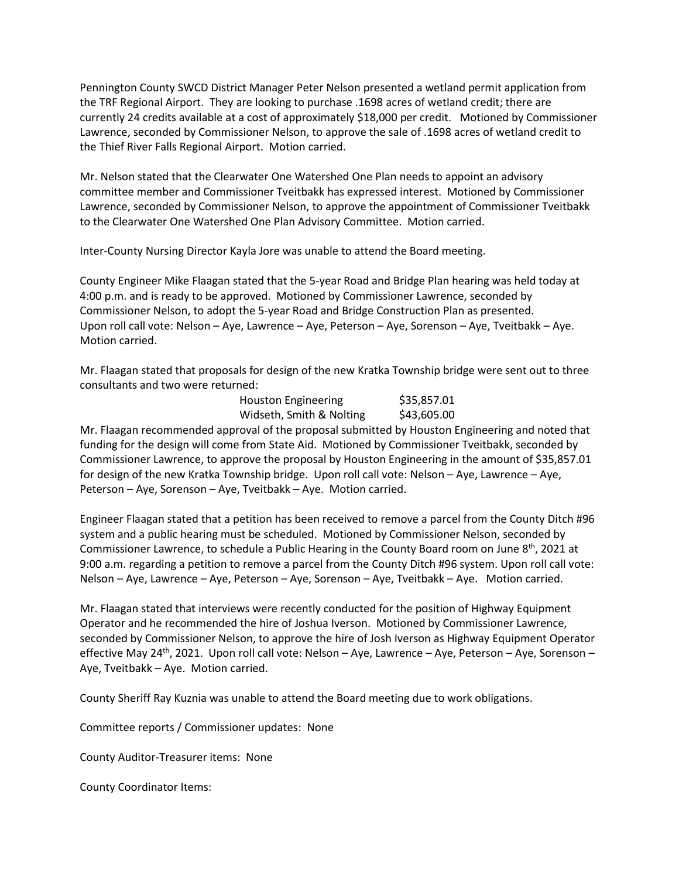Pennington County SWCD District Manager Peter Nelson presented a wetland permit application from the TRF Regional Airport. They are looking to purchase .1698 acres of wetland credit; there are currently 24 credits available at a cost of approximately $18,000 per credit. Motioned by Commissioner Lawrence, seconded by Commissioner Nelson, to approve the sale of .1698 acres of wetland credit to the Thief River Falls Regional Airport. Motion carried.

Mr. Nelson stated that the Clearwater One Watershed One Plan needs to appoint an advisory committee member and Commissioner Tveitbakk has expressed interest. Motioned by Commissioner Lawrence, seconded by Commissioner Nelson, to approve the appointment of Commissioner Tveitbakk to the Clearwater One Watershed One Plan Advisory Committee. Motion carried.

Inter-County Nursing Director Kayla Jore was unable to attend the Board meeting.

County Engineer Mike Flaagan stated that the 5-year Road and Bridge Plan hearing was held today at 4:00 p.m. and is ready to be approved. Motioned by Commissioner Lawrence, seconded by Commissioner Nelson, to adopt the 5-year Road and Bridge Construction Plan as presented. Upon roll call vote: Nelson – Aye, Lawrence – Aye, Peterson – Aye, Sorenson – Aye, Tveitbakk – Aye. Motion carried.

Mr. Flaagan stated that proposals for design of the new Kratka Township bridge were sent out to three consultants and two were returned:

| | |
|---|---|
| Houston Engineering | $35,857.01 |
| Widseth, Smith & Nolting | $43,605.00 |

Mr. Flaagan recommended approval of the proposal submitted by Houston Engineering and noted that funding for the design will come from State Aid. Motioned by Commissioner Tveitbakk, seconded by Commissioner Lawrence, to approve the proposal by Houston Engineering in the amount of $35,857.01 for design of the new Kratka Township bridge. Upon roll call vote: Nelson – Aye, Lawrence – Aye, Peterson – Aye, Sorenson – Aye, Tveitbakk – Aye. Motion carried.

Engineer Flaagan stated that a petition has been received to remove a parcel from the County Ditch #96 system and a public hearing must be scheduled. Motioned by Commissioner Nelson, seconded by Commissioner Lawrence, to schedule a Public Hearing in the County Board room on June 8th, 2021 at 9:00 a.m. regarding a petition to remove a parcel from the County Ditch #96 system. Upon roll call vote: Nelson – Aye, Lawrence – Aye, Peterson – Aye, Sorenson – Aye, Tveitbakk – Aye. Motion carried.

Mr. Flaagan stated that interviews were recently conducted for the position of Highway Equipment Operator and he recommended the hire of Joshua Iverson. Motioned by Commissioner Lawrence, seconded by Commissioner Nelson, to approve the hire of Josh Iverson as Highway Equipment Operator effective May 24th, 2021. Upon roll call vote: Nelson – Aye, Lawrence – Aye, Peterson – Aye, Sorenson – Aye, Tveitbakk – Aye. Motion carried.

County Sheriff Ray Kuznia was unable to attend the Board meeting due to work obligations.

Committee reports / Commissioner updates: None

County Auditor-Treasurer items: None

County Coordinator Items: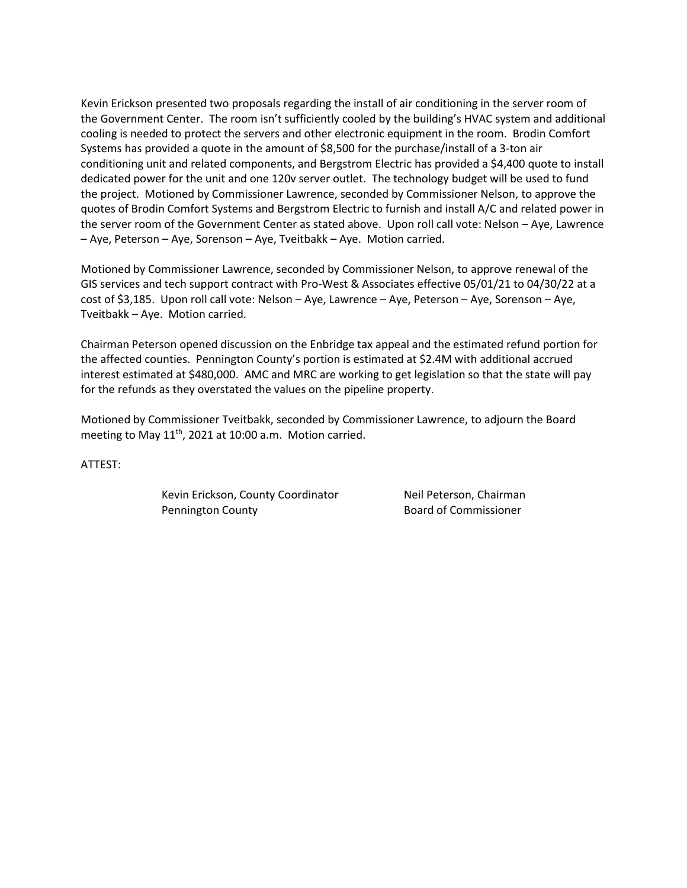Kevin Erickson presented two proposals regarding the install of air conditioning in the server room of the Government Center. The room isn't sufficiently cooled by the building's HVAC system and additional cooling is needed to protect the servers and other electronic equipment in the room. Brodin Comfort Systems has provided a quote in the amount of $8,500 for the purchase/install of a 3-ton air conditioning unit and related components, and Bergstrom Electric has provided a $4,400 quote to install dedicated power for the unit and one 120v server outlet. The technology budget will be used to fund the project. Motioned by Commissioner Lawrence, seconded by Commissioner Nelson, to approve the quotes of Brodin Comfort Systems and Bergstrom Electric to furnish and install A/C and related power in the server room of the Government Center as stated above. Upon roll call vote: Nelson – Aye, Lawrence – Aye, Peterson – Aye, Sorenson – Aye, Tveitbakk – Aye. Motion carried.

Motioned by Commissioner Lawrence, seconded by Commissioner Nelson, to approve renewal of the GIS services and tech support contract with Pro-West & Associates effective 05/01/21 to 04/30/22 at a cost of $3,185. Upon roll call vote: Nelson – Aye, Lawrence – Aye, Peterson – Aye, Sorenson – Aye, Tveitbakk – Aye. Motion carried.

Chairman Peterson opened discussion on the Enbridge tax appeal and the estimated refund portion for the affected counties. Pennington County's portion is estimated at $2.4M with additional accrued interest estimated at $480,000. AMC and MRC are working to get legislation so that the state will pay for the refunds as they overstated the values on the pipeline property.

Motioned by Commissioner Tveitbakk, seconded by Commissioner Lawrence, to adjourn the Board meeting to May 11th, 2021 at 10:00 a.m. Motion carried.

ATTEST:

Kevin Erickson, County Coordinator
Pennington County

Neil Peterson, Chairman
Board of Commissioner